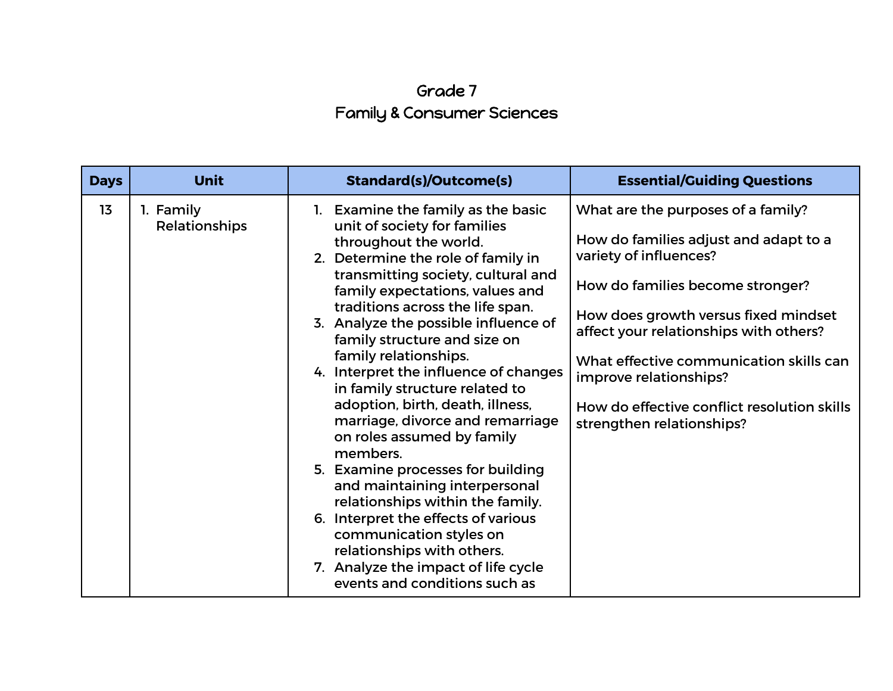# Grade 7

## Family & Consumer Sciences

| Days | Unit | Standard(s)/Outcome(s) | Essential/Guiding Questions |
|---|---|---|---|
| 13 | 1. Family Relationships | 1. Examine the family as the basic unit of society for families throughout the world.<br>2. Determine the role of family in transmitting society, cultural and family expectations, values and traditions across the life span.<br>3. Analyze the possible influence of family structure and size on family relationships.<br>4. Interpret the influence of changes in family structure related to adoption, birth, death, illness, marriage, divorce and remarriage on roles assumed by family members.<br>5. Examine processes for building and maintaining interpersonal relationships within the family.<br>6. Interpret the effects of various communication styles on relationships with others.<br>7. Analyze the impact of life cycle events and conditions such as | What are the purposes of a family?<br><br>How do families adjust and adapt to a variety of influences?<br><br>How do families become stronger?<br><br>How does growth versus fixed mindset affect your relationships with others?<br><br>What effective communication skills can improve relationships?<br><br>How do effective conflict resolution skills strengthen relationships? |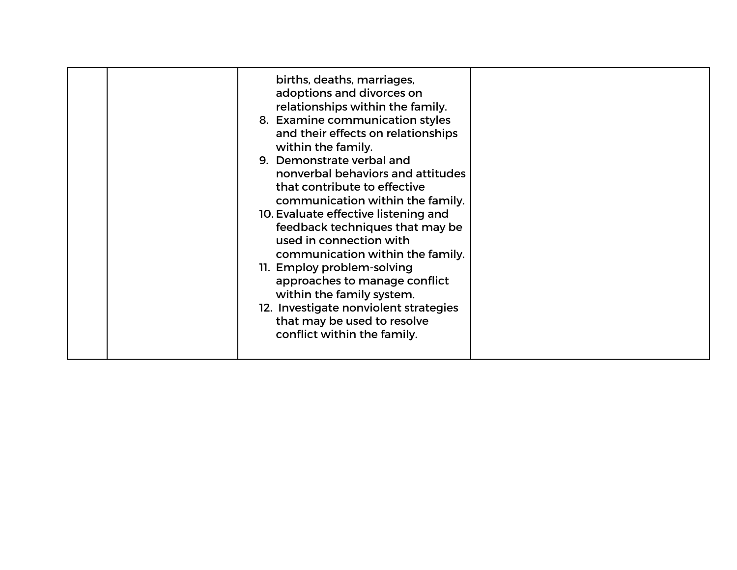|  |  |  |  |
|---|---|---|---|
|  |  | births, deaths, marriages, adoptions and divorces on relationships within the family.<br>8. Examine communication styles and their effects on relationships within the family.<br>9. Demonstrate verbal and nonverbal behaviors and attitudes that contribute to effective communication within the family.<br>10. Evaluate effective listening and feedback techniques that may be used in connection with communication within the family.<br>11. Employ problem-solving approaches to manage conflict within the family system.<br>12. Investigate nonviolent strategies that may be used to resolve conflict within the family. |  |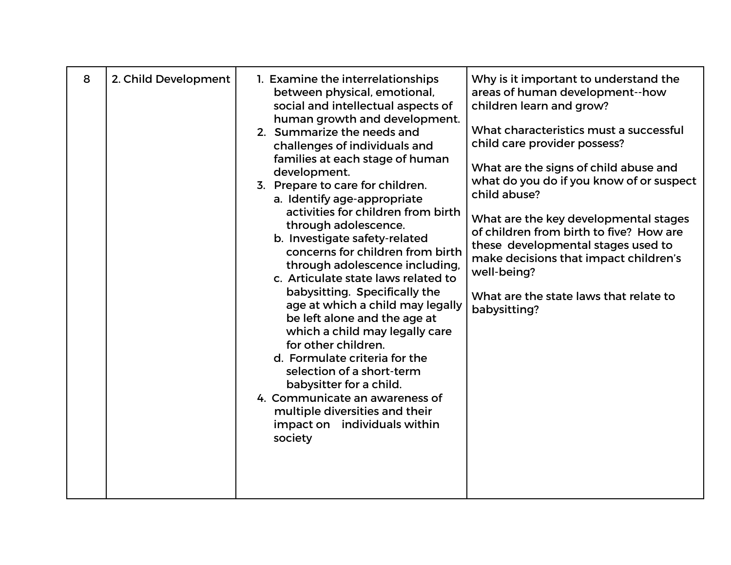| 8 | 2. Child Development | 1. Examine the interrelationships between physical, emotional, social and intellectual aspects of human growth and development.<br>2. Summarize the needs and challenges of individuals and families at each stage of human development.<br>3. Prepare to care for children.<br>a. Identify age-appropriate activities for children from birth through adolescence.<br>b. Investigate safety-related concerns for children from birth through adolescence including,<br>c. Articulate state laws related to babysitting. Specifically the age at which a child may legally be left alone and the age at which a child may legally care for other children.<br>d. Formulate criteria for the selection of a short-term babysitter for a child.<br>4. Communicate an awareness of multiple diversities and their impact on individuals within society | Why is it important to understand the areas of human development--how children learn and grow?<br><br>What characteristics must a successful child care provider possess?<br><br>What are the signs of child abuse and what do you do if you know of or suspect child abuse?<br><br>What are the key developmental stages of children from birth to five? How are these developmental stages used to make decisions that impact children's well-being?<br><br>What are the state laws that relate to babysitting? |
|---|---|---|---|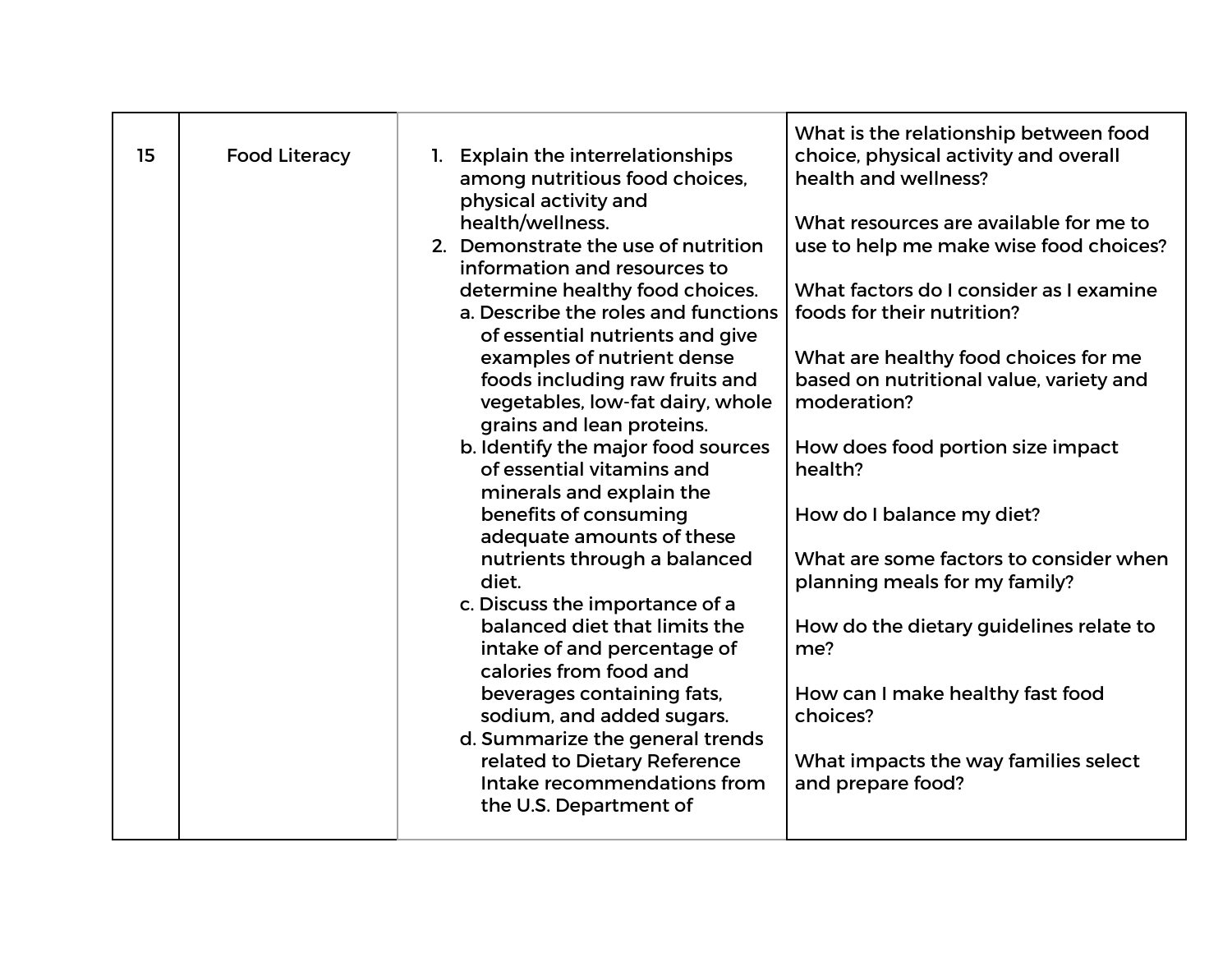| 15 | Food Literacy | 1. Explain the interrelationships among nutritious food choices, physical activity and health/wellness.<br>2. Demonstrate the use of nutrition information and resources to determine healthy food choices.<br>a. Describe the roles and functions of essential nutrients and give examples of nutrient dense foods including raw fruits and vegetables, low-fat dairy, whole grains and lean proteins.<br>b. Identify the major food sources of essential vitamins and minerals and explain the benefits of consuming adequate amounts of these nutrients through a balanced diet.<br>c. Discuss the importance of a balanced diet that limits the intake of and percentage of calories from food and beverages containing fats, sodium, and added sugars.<br>d. Summarize the general trends related to Dietary Reference Intake recommendations from the U.S. Department of | What is the relationship between food choice, physical activity and overall health and wellness?<br><br>What resources are available for me to use to help me make wise food choices?<br><br>What factors do I consider as I examine foods for their nutrition?<br><br>What are healthy food choices for me based on nutritional value, variety and moderation?<br><br>How does food portion size impact health?<br><br>How do I balance my diet?<br><br>What are some factors to consider when planning meals for my family?<br><br>How do the dietary guidelines relate to me?<br><br>How can I make healthy fast food choices?<br><br>What impacts the way families select and prepare food? |
|---|---|---|---|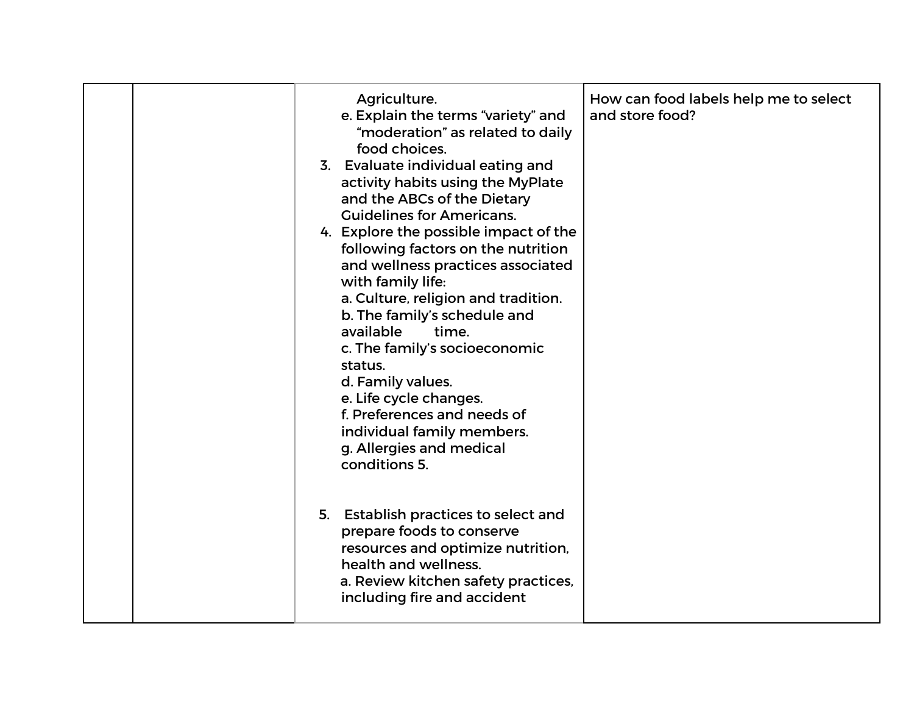| | | | |
|---|---|---|---|
| | | Agriculture.<br>e. Explain the terms "variety" and "moderation" as related to daily food choices.<br>3. Evaluate individual eating and activity habits using the MyPlate and the ABCs of the Dietary Guidelines for Americans.<br>4. Explore the possible impact of the following factors on the nutrition and wellness practices associated with family life:<br>a. Culture, religion and tradition.<br>b. The family's schedule and available time.<br>c. The family's socioeconomic status.<br>d. Family values.<br>e. Life cycle changes.<br>f. Preferences and needs of individual family members.<br>g. Allergies and medical conditions 5.<br><br>5. Establish practices to select and prepare foods to conserve resources and optimize nutrition, health and wellness.<br>a. Review kitchen safety practices, including fire and accident | How can food labels help me to select and store food? |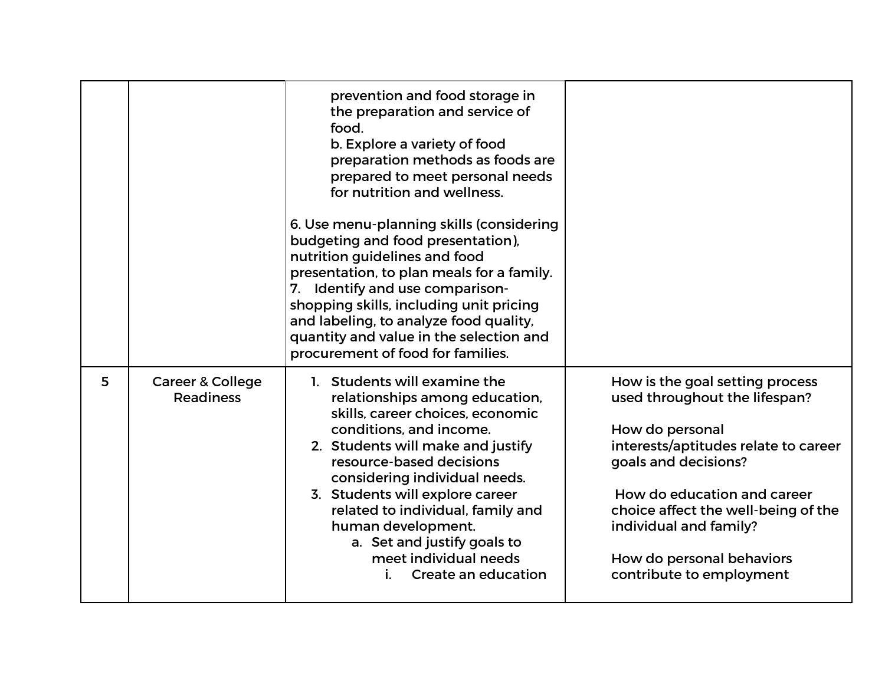| | | | |
|---|---|---|---|
| | | prevention and food storage in the preparation and service of food.<br>b. Explore a variety of food preparation methods as foods are prepared to meet personal needs for nutrition and wellness.<br><br>6. Use menu-planning skills (considering budgeting and food presentation), nutrition guidelines and food presentation, to plan meals for a family.<br>7. Identify and use comparison-shopping skills, including unit pricing and labeling, to analyze food quality, quantity and value in the selection and procurement of food for families. | |
| 5 | Career & College Readiness | 1. Students will examine the relationships among education, skills, career choices, economic conditions, and income.<br>2. Students will make and justify resource-based decisions considering individual needs.<br>3. Students will explore career related to individual, family and human development.<br>a. Set and justify goals to meet individual needs<br>i. Create an education | How is the goal setting process used throughout the lifespan?<br><br>How do personal interests/aptitudes relate to career goals and decisions?<br><br>How do education and career choice affect the well-being of the individual and family?<br><br>How do personal behaviors contribute to employment |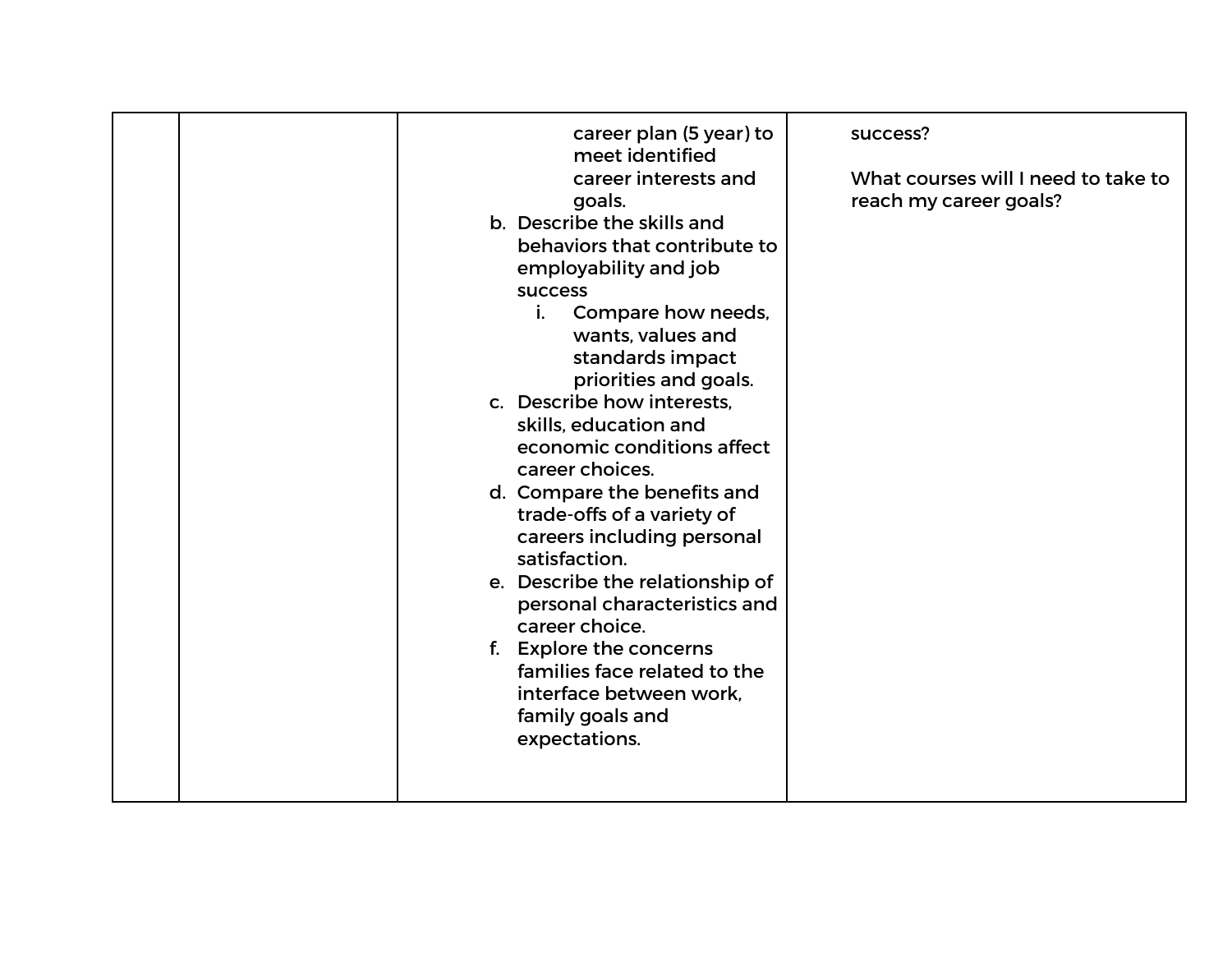| | | | |
|---|---|---|---|
| | | career plan (5 year) to meet identified career interests and goals.<br>b. Describe the skills and behaviors that contribute to employability and job success<br>&nbsp;&nbsp;&nbsp;&nbsp;i. Compare how needs, wants, values and standards impact priorities and goals.<br>c. Describe how interests, skills, education and economic conditions affect career choices.<br>d. Compare the benefits and trade-offs of a variety of careers including personal satisfaction.<br>e. Describe the relationship of personal characteristics and career choice.<br>f. Explore the concerns families face related to the interface between work, family goals and expectations. | success?<br><br>What courses will I need to take to reach my career goals? |